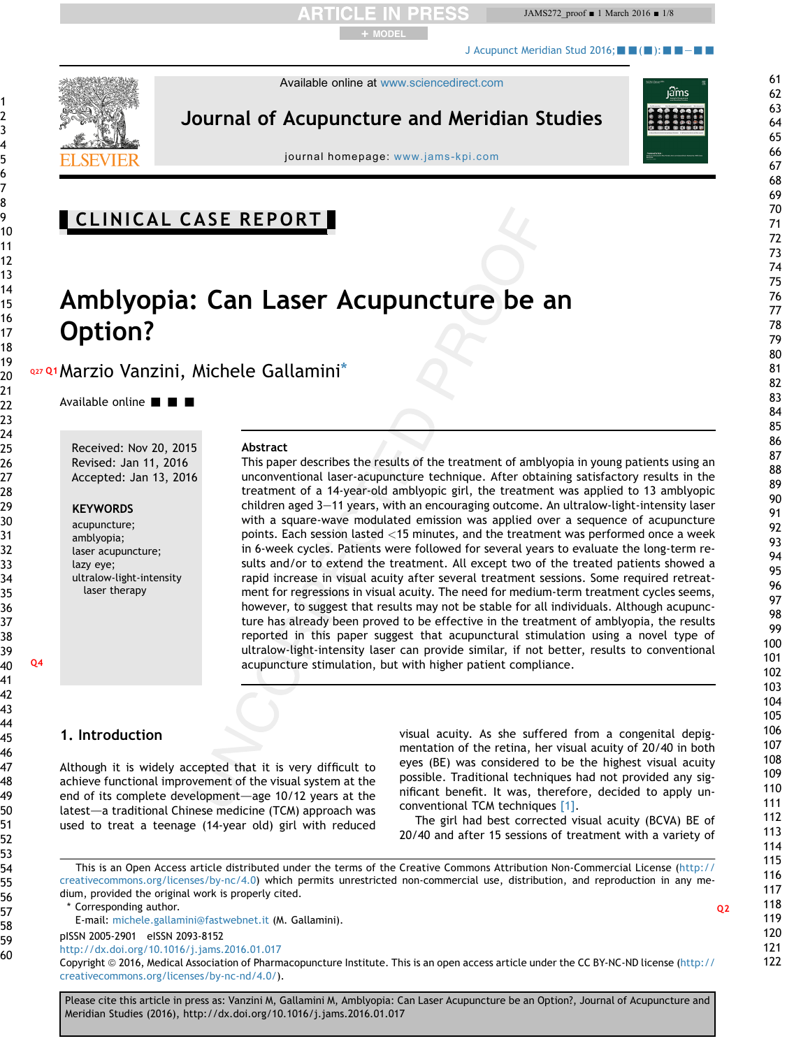CLINICAL CASE REPORT

# Amblyopia: Can Laser Acupuncture be an Option?

Marzio Vanzini, Michele Gallamini*

Available online ■ ■ ■

Received: Nov 20, 2015
Revised: Jan 11, 2016
Accepted: Jan 13, 2016

**KEYWORDS**
acupuncture;
amblyopia;
laser acupuncture;
lazy eye;
ultralow-light-intensity laser therapy

**Abstract**

This paper describes the results of the treatment of amblyopia in young patients using an unconventional laser-acupuncture technique. After obtaining satisfactory results in the treatment of a 14-year-old amblyopic girl, the treatment was applied to 13 amblyopic children aged 3–11 years, with an encouraging outcome. An ultralow-light-intensity laser with a square-wave modulated emission was applied over a sequence of acupuncture points. Each session lasted <15 minutes, and the treatment was performed once a week in 6-week cycles. Patients were followed for several years to evaluate the long-term results and/or to extend the treatment. All except two of the treated patients showed a rapid increase in visual acuity after several treatment sessions. Some required retreatment for regressions in visual acuity. The need for medium-term treatment cycles seems, however, to suggest that results may not be stable for all individuals. Although acupuncture has already been proved to be effective in the treatment of amblyopia, the results reported in this paper suggest that acupunctural stimulation using a novel type of ultralow-light-intensity laser can provide similar, if not better, results to conventional acupuncture stimulation, but with higher patient compliance.

## 1. Introduction

Although it is widely accepted that it is very difficult to achieve functional improvement of the visual system at the end of its complete development—age 10/12 years at the latest—a traditional Chinese medicine (TCM) approach was used to treat a teenage (14-year old) girl with reduced visual acuity. As she suffered from a congenital depigmentation of the retina, her visual acuity of 20/40 in both eyes (BE) was considered to be the highest visual acuity possible. Traditional techniques had not provided any significant benefit. It was, therefore, decided to apply unconventional TCM techniques [1].

The girl had best corrected visual acuity (BCVA) BE of 20/40 and after 15 sessions of treatment with a variety of

This is an Open Access article distributed under the terms of the Creative Commons Attribution Non-Commercial License (http://creativecommons.org/licenses/by-nc/4.0) which permits unrestricted non-commercial use, distribution, and reproduction in any medium, provided the original work is properly cited.

\* Corresponding author.
E-mail: michele.gallamini@fastwebnet.it (M. Gallamini).

pISSN 2005-2901 eISSN 2093-8152
http://dx.doi.org/10.1016/j.jams.2016.01.017
Copyright © 2016, Medical Association of Pharmacopuncture Institute. This is an open access article under the CC BY-NC-ND license (http://creativecommons.org/licenses/by-nc-nd/4.0/).

Please cite this article in press as: Vanzini M, Gallamini M, Amblyopia: Can Laser Acupuncture be an Option?, Journal of Acupuncture and Meridian Studies (2016), http://dx.doi.org/10.1016/j.jams.2016.01.017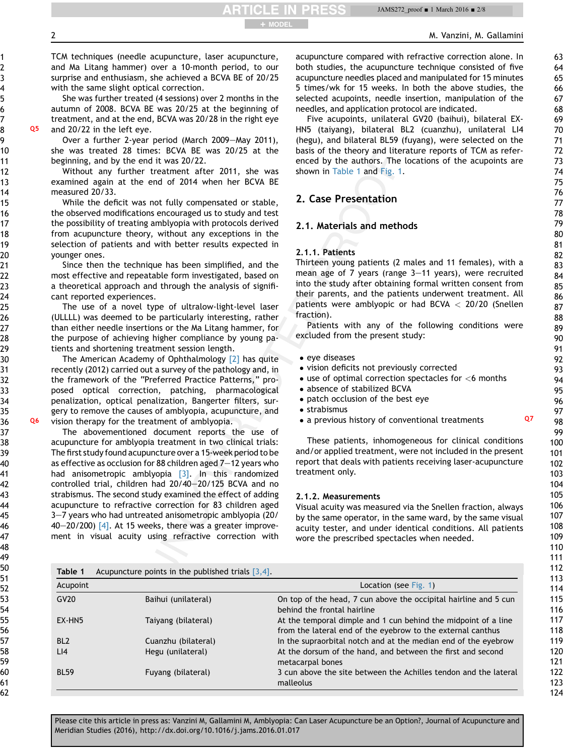TCM techniques (needle acupuncture, laser acupuncture, and Ma Litang hammer) over a 10-month period, to our surprise and enthusiasm, she achieved a BCVA BE of 20/25 with the same slight optical correction.

She was further treated (4 sessions) over 2 months in the autumn of 2008. BCVA BE was 20/25 at the beginning of treatment, and at the end, BCVA was 20/28 in the right eye and 20/22 in the left eye.

Over a further 2-year period (March 2009–May 2011), she was treated 28 times: BCVA BE was 20/25 at the beginning, and by the end it was 20/22.

Without any further treatment after 2011, she was examined again at the end of 2014 when her BCVA BE measured 20/33.

While the deficit was not fully compensated or stable, the observed modifications encouraged us to study and test the possibility of treating amblyopia with protocols derived from acupuncture theory, without any exceptions in the selection of patients and with better results expected in younger ones.

Since then the technique has been simplified, and the most effective and repeatable form investigated, based on a theoretical approach and through the analysis of significant reported experiences.

The use of a novel type of ultralow-light-level laser (ULLLL) was deemed to be particularly interesting, rather than either needle insertions or the Ma Litang hammer, for the purpose of achieving higher compliance by young patients and shortening treatment session length.

The American Academy of Ophthalmology [2] has quite recently (2012) carried out a survey of the pathology and, in the framework of the "Preferred Practice Patterns," proposed optical correction, patching, pharmacological penalization, optical penalization, Bangerter filters, surgery to remove the causes of amblyopia, acupuncture, and vision therapy for the treatment of amblyopia.

The abovementioned document reports the use of acupuncture for amblyopia treatment in two clinical trials: The first study found acupuncture over a 15-week period to be as effective as occlusion for 88 children aged 7–12 years who had anisometropic amblyopia [3]. In this randomized controlled trial, children had 20/40–20/125 BCVA and no strabismus. The second study examined the effect of adding acupuncture to refractive correction for 83 children aged 3–7 years who had untreated anisometropic amblyopia (20/40–20/200) [4]. At 15 weeks, there was a greater improvement in visual acuity using refractive correction with acupuncture compared with refractive correction alone. In both studies, the acupuncture technique consisted of five acupuncture needles placed and manipulated for 15 minutes 5 times/wk for 15 weeks. In both the above studies, the selected acupoints, needle insertion, manipulation of the needles, and application protocol are indicated.

Five acupoints, unilateral GV20 (baihui), bilateral EX-HN5 (taiyang), bilateral BL2 (cuanzhu), unilateral LI4 (hegu), and bilateral BL59 (fuyang), were selected on the basis of the theory and literature reports of TCM as referenced by the authors. The locations of the acupoints are shown in Table 1 and Fig. 1.

## 2. Case Presentation

### 2.1. Materials and methods

#### 2.1.1. Patients

Thirteen young patients (2 males and 11 females), with a mean age of 7 years (range 3–11 years), were recruited into the study after obtaining formal written consent from their parents, and the patients underwent treatment. All patients were amblyopic or had BCVA < 20/20 (Snellen fraction).

Patients with any of the following conditions were excluded from the present study:

- eye diseases
- vision deficits not previously corrected
- use of optimal correction spectacles for <6 months
- absence of stabilized BCVA
- patch occlusion of the best eye
- strabismus
- a previous history of conventional treatments

These patients, inhomogeneous for clinical conditions and/or applied treatment, were not included in the present report that deals with patients receiving laser-acupuncture treatment only.

#### 2.1.2. Measurements

Visual acuity was measured via the Snellen fraction, always by the same operator, in the same ward, by the same visual acuity tester, and under identical conditions. All patients wore the prescribed spectacles when needed.

Table 1 Acupuncture points in the published trials [3,4].

| Acupoint | | Location (see Fig. 1) |
|---|---|---|
| GV20 | Baihui (unilateral) | On top of the head, 7 cun above the occipital hairline and 5 cun behind the frontal hairline |
| EX-HN5 | Taiyang (bilateral) | At the temporal dimple and 1 cun behind the midpoint of a line from the lateral end of the eyebrow to the external canthus |
| BL2 | Cuanzhu (bilateral) | In the supraorbital notch and at the median end of the eyebrow |
| LI4 | Hegu (unilateral) | At the dorsum of the hand, and between the first and second metacarpal bones |
| BL59 | Fuyang (bilateral) | 3 cun above the site between the Achilles tendon and the lateral malleolus |

Please cite this article in press as: Vanzini M, Gallamini M, Amblyopia: Can Laser Acupuncture be an Option?, Journal of Acupuncture and Meridian Studies (2016), http://dx.doi.org/10.1016/j.jams.2016.01.017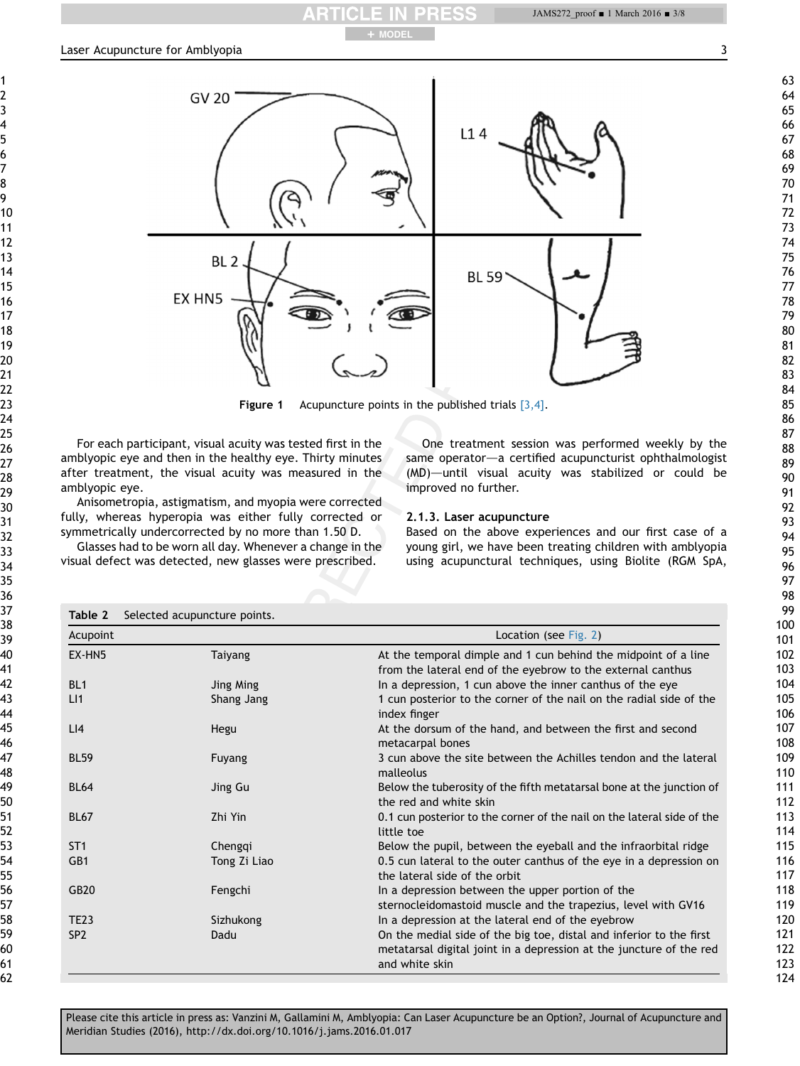Figure 1 Acupuncture points in the published trials [3,4].

For each participant, visual acuity was tested first in the amblyopic eye and then in the healthy eye. Thirty minutes after treatment, the visual acuity was measured in the amblyopic eye.

Anisometropia, astigmatism, and myopia were corrected fully, whereas hyperopia was either fully corrected or symmetrically undercorrected by no more than 1.50 D.

Glasses had to be worn all day. Whenever a change in the visual defect was detected, new glasses were prescribed.

One treatment session was performed weekly by the same operator—a certified acupuncturist ophthalmologist (MD)—until visual acuity was stabilized or could be improved no further.

#### 2.1.3. Laser acupuncture

Based on the above experiences and our first case of a young girl, we have been treating children with amblyopia using acupunctural techniques, using Biolite (RGM SpA,

Table 2 Selected acupuncture points.

| Acupoint | | Location (see Fig. 2) |
|---|---|---|
| EX-HN5 | Taiyang | At the temporal dimple and 1 cun behind the midpoint of a line from the lateral end of the eyebrow to the external canthus |
| BL1 | Jing Ming | In a depression, 1 cun above the inner canthus of the eye |
| LI1 | Shang Jang | 1 cun posterior to the corner of the nail on the radial side of the index finger |
| LI4 | Hegu | At the dorsum of the hand, and between the first and second metacarpal bones |
| BL59 | Fuyang | 3 cun above the site between the Achilles tendon and the lateral malleolus |
| BL64 | Jing Gu | Below the tuberosity of the fifth metatarsal bone at the junction of the red and white skin |
| BL67 | Zhi Yin | 0.1 cun posterior to the corner of the nail on the lateral side of the little toe |
| ST1 | Chengqi | Below the pupil, between the eyeball and the infraorbital ridge |
| GB1 | Tong Zi Liao | 0.5 cun lateral to the outer canthus of the eye in a depression on the lateral side of the orbit |
| GB20 | Fengchi | In a depression between the upper portion of the sternocleidomastoid muscle and the trapezius, level with GV16 |
| TE23 | Sizhukong | In a depression at the lateral end of the eyebrow |
| SP2 | Dadu | On the medial side of the big toe, distal and inferior to the first metatarsal digital joint in a depression at the juncture of the red and white skin |

Please cite this article in press as: Vanzini M, Gallamini M, Amblyopia: Can Laser Acupuncture be an Option?, Journal of Acupuncture and Meridian Studies (2016), http://dx.doi.org/10.1016/j.jams.2016.01.017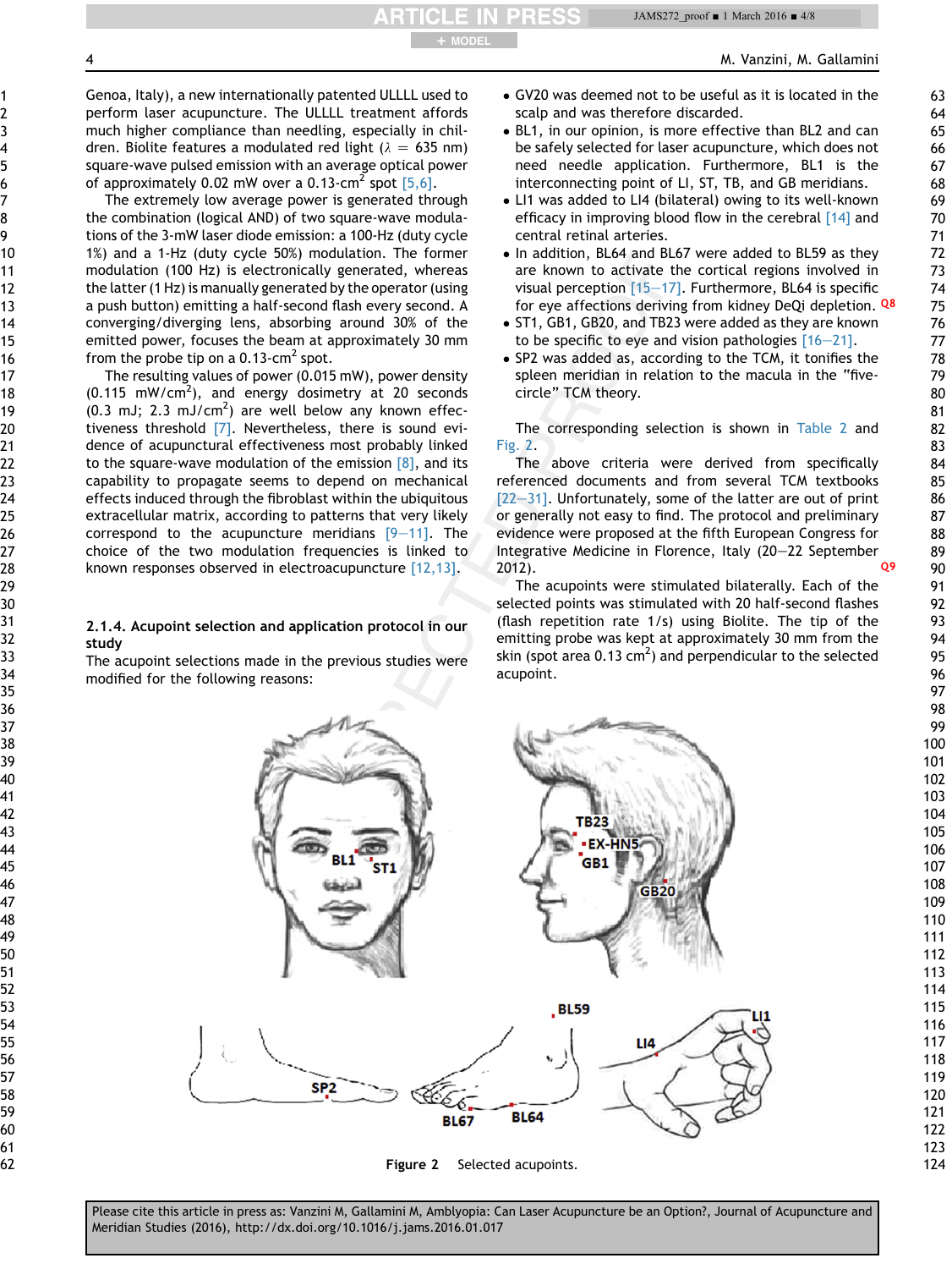Genoa, Italy), a new internationally patented ULLLL used to perform laser acupuncture. The ULLLL treatment affords much higher compliance than needling, especially in children. Biolite features a modulated red light ($\lambda$ = 635 nm) square-wave pulsed emission with an average optical power of approximately 0.02 mW over a 0.13-cm$^2$ spot [5,6].

The extremely low average power is generated through the combination (logical AND) of two square-wave modulations of the 3-mW laser diode emission: a 100-Hz (duty cycle 1%) and a 1-Hz (duty cycle 50%) modulation. The former modulation (100 Hz) is electronically generated, whereas the latter (1 Hz) is manually generated by the operator (using a push button) emitting a half-second flash every second. A converging/diverging lens, absorbing around 30% of the emitted power, focuses the beam at approximately 30 mm from the probe tip on a 0.13-cm$^2$ spot.

The resulting values of power (0.015 mW), power density (0.115 mW/cm$^2$), and energy dosimetry at 20 seconds (0.3 mJ; 2.3 mJ/cm$^2$) are well below any known effectiveness threshold [7]. Nevertheless, there is sound evidence of acupunctural effectiveness most probably linked to the square-wave modulation of the emission [8], and its capability to propagate seems to depend on mechanical effects induced through the fibroblast within the ubiquitous extracellular matrix, according to patterns that very likely correspond to the acupuncture meridians [9–11]. The choice of the two modulation frequencies is linked to known responses observed in electroacupuncture [12,13].

#### 2.1.4. Acupoint selection and application protocol in our study

The acupoint selections made in the previous studies were modified for the following reasons:

- GV20 was deemed not to be useful as it is located in the scalp and was therefore discarded.
- BL1, in our opinion, is more effective than BL2 and can be safely selected for laser acupuncture, which does not need needle application. Furthermore, BL1 is the interconnecting point of LI, ST, TB, and GB meridians.
- LI1 was added to LI4 (bilateral) owing to its well-known efficacy in improving blood flow in the cerebral [14] and central retinal arteries.
- In addition, BL64 and BL67 were added to BL59 as they are known to activate the cortical regions involved in visual perception [15–17]. Furthermore, BL64 is specific for eye affections deriving from kidney DeQi depletion.
- ST1, GB1, GB20, and TB23 were added as they are known to be specific to eye and vision pathologies [16–21].
- SP2 was added as, according to the TCM, it tonifies the spleen meridian in relation to the macula in the "five-circle" TCM theory.

The corresponding selection is shown in Table 2 and Fig. 2.

The above criteria were derived from specifically referenced documents and from several TCM textbooks [22–31]. Unfortunately, some of the latter are out of print or generally not easy to find. The protocol and preliminary evidence were proposed at the fifth European Congress for Integrative Medicine in Florence, Italy (20–22 September 2012).

The acupoints were stimulated bilaterally. Each of the selected points was stimulated with 20 half-second flashes (flash repetition rate 1/s) using Biolite. The tip of the emitting probe was kept at approximately 30 mm from the skin (spot area 0.13 cm$^2$) and perpendicular to the selected acupoint.

**Figure 2** Selected acupoints.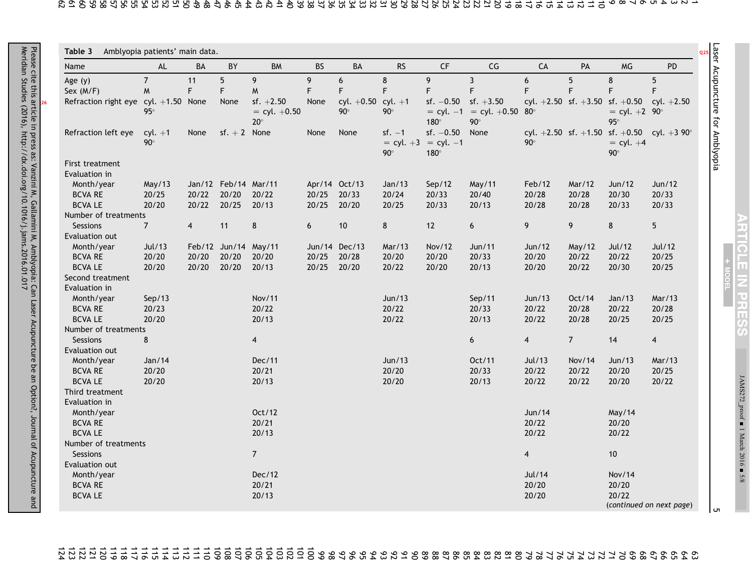**Table 3** Amblyopia patients' main data.

| Name | AL | BA | BY | BM | BS | BA | RS | CF | CG | CA | PA | MG | PD |
|---|---|---|---|---|---|---|---|---|---|---|---|---|---|
| Age (y) | 7 | 11 | 5 | 9 | 9 | 6 | 8 | 9 | 3 | 6 | 5 | 8 | 5 |
| Sex (M/F) | M | F | F | M | F | F | F | F | F | F | F | F | F |
| Refraction right eye | cyl. +1.50 95° | None | None | sf. +2.50 = cyl. +0.50 20° | None | cyl. +0.50 90° | cyl. +1 90° | sf. −0.50 = cyl. −1 180° | sf. +3.50 = cyl. +0.50 90° | cyl. +2.50 80° | sf. +3.50 | sf. +0.50 = cyl. +2 95° | cyl. +2.50 90° |
| Refraction left eye | cyl. +1 90° | None | sf. + 2 | None | None | None | sf. −1 = cyl. +3 90° | sf. −0.50 = cyl. −1 180° | None | cyl. +2.50 90° | sf. +1.50 | sf. +0.50 = cyl. +4 90° | cyl. +3 90° |
| First treatment | | | | | | | | | | | | | |
| Evaluation in | | | | | | | | | | | | | |
| Month/year | May/13 | Jan/12 | Feb/14 | Mar/11 | Apr/14 | Oct/13 | Jan/13 | Sep/12 | May/11 | Feb/12 | Mar/12 | Jun/12 | Jun/12 |
| BCVA RE | 20/25 | 20/22 | 20/20 | 20/22 | 20/25 | 20/33 | 20/24 | 20/33 | 20/40 | 20/28 | 20/28 | 20/30 | 20/33 |
| BCVA LE | 20/20 | 20/22 | 20/25 | 20/13 | 20/25 | 20/20 | 20/25 | 20/33 | 20/13 | 20/28 | 20/28 | 20/33 | 20/33 |
| Number of treatments | | | | | | | | | | | | | |
| Sessions | 7 | 4 | 11 | 8 | 6 | 10 | 8 | 12 | 6 | 9 | 9 | 8 | 5 |
| Evaluation out | | | | | | | | | | | | | |
| Month/year | Jul/13 | Feb/12 | Jun/14 | May/11 | Jun/14 | Dec/13 | Mar/13 | Nov/12 | Jun/11 | Jun/12 | May/12 | Jul/12 | Jul/12 |
| BCVA RE | 20/20 | 20/20 | 20/20 | 20/20 | 20/25 | 20/28 | 20/20 | 20/20 | 20/33 | 20/20 | 20/22 | 20/22 | 20/25 |
| BCVA LE | 20/20 | 20/20 | 20/20 | 20/13 | 20/25 | 20/20 | 20/22 | 20/20 | 20/13 | 20/20 | 20/22 | 20/30 | 20/25 |
| Second treatment | | | | | | | | | | | | | |
| Evaluation in | | | | | | | | | | | | | |
| Month/year | Sep/13 | | | Nov/11 | | | Jun/13 | | Sep/11 | Jun/13 | Oct/14 | Jan/13 | Mar/13 |
| BCVA RE | 20/23 | | | 20/22 | | | 20/22 | | 20/33 | 20/22 | 20/28 | 20/22 | 20/28 |
| BCVA LE | 20/20 | | | 20/13 | | | 20/22 | | 20/13 | 20/22 | 20/28 | 20/25 | 20/25 |
| Number of treatments | | | | | | | | | | | | | |
| Sessions | 8 | | | 4 | | | | | 6 | 4 | 7 | 14 | 4 |
| Evaluation out | | | | | | | | | | | | | |
| Month/year | Jan/14 | | | Dec/11 | | | Jun/13 | | Oct/11 | Jul/13 | Nov/14 | Jun/13 | Mar/13 |
| BCVA RE | 20/20 | | | 20/21 | | | 20/20 | | 20/33 | 20/22 | 20/22 | 20/20 | 20/25 |
| BCVA LE | 20/20 | | | 20/13 | | | 20/20 | | 20/13 | 20/22 | 20/22 | 20/20 | 20/22 |
| Third treatment | | | | | | | | | | | | | |
| Evaluation in | | | | | | | | | | | | | |
| Month/year | | | | Oct/12 | | | | | | Jun/14 | | May/14 | |
| BCVA RE | | | | 20/21 | | | | | | 20/22 | | 20/20 | |
| BCVA LE | | | | 20/13 | | | | | | 20/22 | | 20/22 | |
| Number of treatments | | | | | | | | | | | | | |
| Sessions | | | | 7 | | | | | | 4 | | 10 | |
| Evaluation out | | | | | | | | | | | | | |
| Month/year | | | | Dec/12 | | | | | | Jul/14 | | Nov/14 | |
| BCVA RE | | | | 20/21 | | | | | | 20/20 | | 20/20 | |
| BCVA LE | | | | 20/13 | | | | | | 20/20 | | 20/22 | |

(*continued on next page*)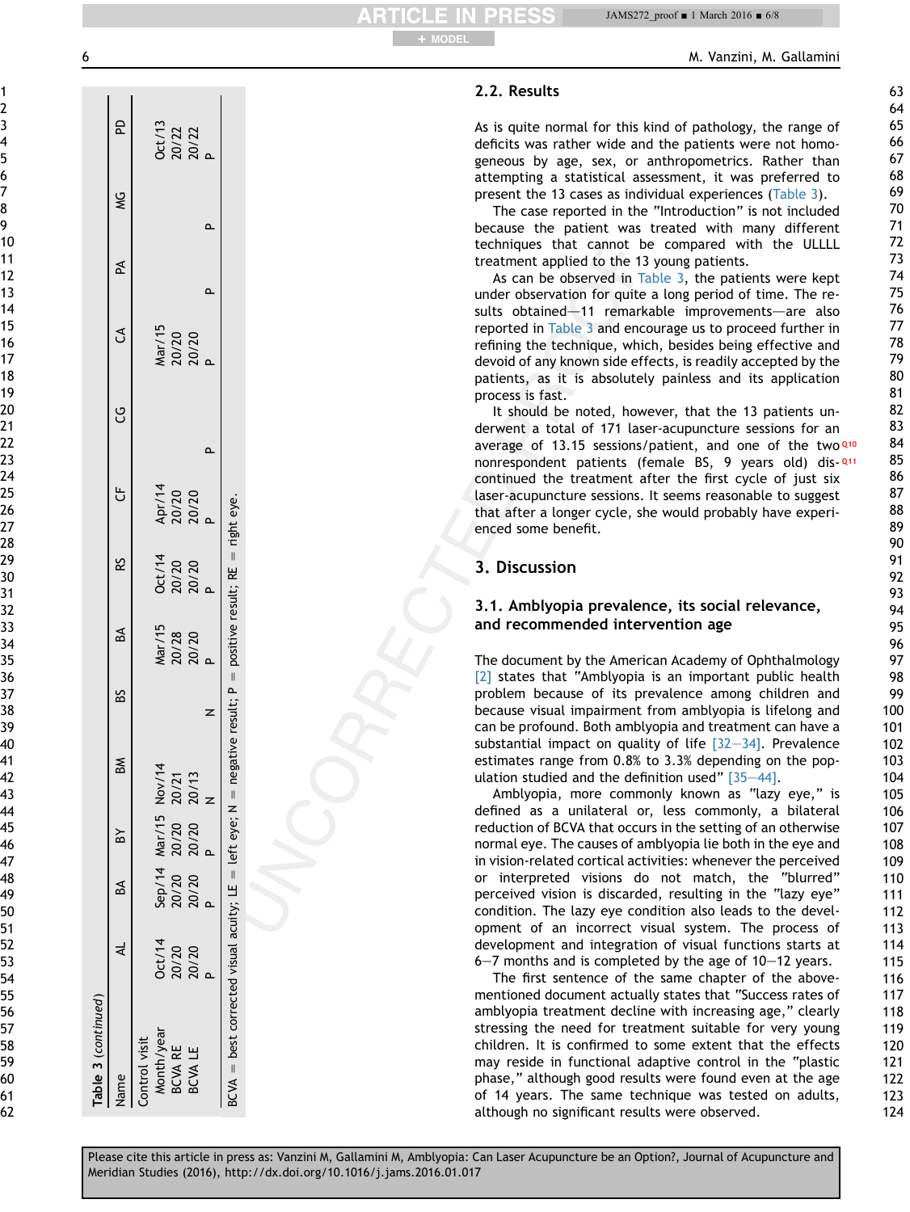**Table 3** *(continued)*

| Name | AL | BA | BY | BM | BS | BA | RS | CF | CG | CA | PA | MG | PD |
|---|---|---|---|---|---|---|---|---|---|---|---|---|---|
| Control visit | | | | | | | | | | | | | |
| Month/year | Oct/14 | Sep/14 | Mar/15 | Nov/14 | | Mar/15 | Oct/14 | Apr/14 | | Mar/15 | | | Oct/13 |
| BCVA RE | 20/20 | 20/20 | 20/20 | 20/21 | | 20/28 | 20/20 | 20/20 | | 20/20 | | | 20/22 |
| BCVA LE | 20/20 | 20/20 | 20/20 | 20/13 | | 20/20 | 20/20 | 20/20 | | 20/20 | | | 20/22 |
| | P | P | P | N | N | P | P | P | P | P | P | P | P |

BCVA = best corrected visual acuity; LE = left eye; N = negative result; P = positive result; RE = right eye.

## 2.2. Results

As is quite normal for this kind of pathology, the range of deficits was rather wide and the patients were not homogeneous by age, sex, or anthropometrics. Rather than attempting a statistical assessment, it was preferred to present the 13 cases as individual experiences (Table 3).

The case reported in the "Introduction" is not included because the patient was treated with many different techniques that cannot be compared with the ULLLL treatment applied to the 13 young patients.

As can be observed in Table 3, the patients were kept under observation for quite a long period of time. The results obtained—11 remarkable improvements—are also reported in Table 3 and encourage us to proceed further in refining the technique, which, besides being effective and devoid of any known side effects, is readily accepted by the patients, as it is absolutely painless and its application process is fast.

It should be noted, however, that the 13 patients underwent a total of 171 laser-acupuncture sessions for an average of 13.15 sessions/patient, and one of the two nonrespondent patients (female BS, 9 years old) discontinued the treatment after the first cycle of just six laser-acupuncture sessions. It seems reasonable to suggest that after a longer cycle, she would probably have experienced some benefit.

# 3. Discussion

## 3.1. Amblyopia prevalence, its social relevance, and recommended intervention age

The document by the American Academy of Ophthalmology [2] states that "Amblyopia is an important public health problem because of its prevalence among children and because visual impairment from amblyopia is lifelong and can be profound. Both amblyopia and treatment can have a substantial impact on quality of life [32–34]. Prevalence estimates range from 0.8% to 3.3% depending on the population studied and the definition used" [35–44].

Amblyopia, more commonly known as "lazy eye," is defined as a unilateral or, less commonly, a bilateral reduction of BCVA that occurs in the setting of an otherwise normal eye. The causes of amblyopia lie both in the eye and in vision-related cortical activities: whenever the perceived or interpreted visions do not match, the "blurred" perceived vision is discarded, resulting in the "lazy eye" condition. The lazy eye condition also leads to the development of an incorrect visual system. The process of development and integration of visual functions starts at 6–7 months and is completed by the age of 10–12 years.

The first sentence of the same chapter of the above-mentioned document actually states that "Success rates of amblyopia treatment decline with increasing age," clearly stressing the need for treatment suitable for very young children. It is confirmed to some extent that the effects may reside in functional adaptive control in the "plastic phase," although good results were found even at the age of 14 years. The same technique was tested on adults, although no significant results were observed.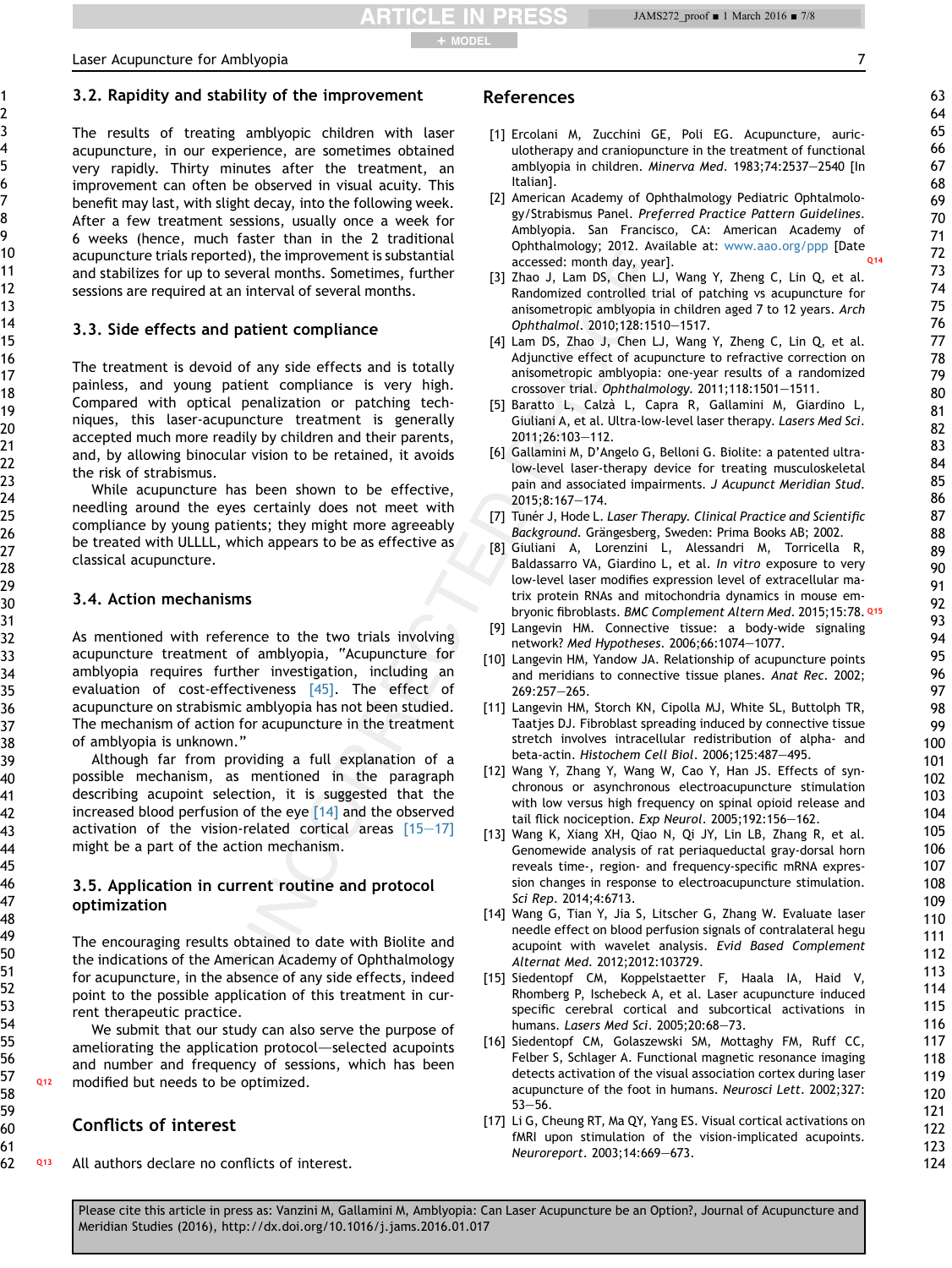## 3.2. Rapidity and stability of the improvement

The results of treating amblyopic children with laser acupuncture, in our experience, are sometimes obtained very rapidly. Thirty minutes after the treatment, an improvement can often be observed in visual acuity. This benefit may last, with slight decay, into the following week. After a few treatment sessions, usually once a week for 6 weeks (hence, much faster than in the 2 traditional acupuncture trials reported), the improvement is substantial and stabilizes for up to several months. Sometimes, further sessions are required at an interval of several months.

## 3.3. Side effects and patient compliance

The treatment is devoid of any side effects and is totally painless, and young patient compliance is very high. Compared with optical penalization or patching techniques, this laser-acupuncture treatment is generally accepted much more readily by children and their parents, and, by allowing binocular vision to be retained, it avoids the risk of strabismus.

While acupuncture has been shown to be effective, needling around the eyes certainly does not meet with compliance by young patients; they might more agreeably be treated with ULLLL, which appears to be as effective as classical acupuncture.

## 3.4. Action mechanisms

As mentioned with reference to the two trials involving acupuncture treatment of amblyopia, "Acupuncture for amblyopia requires further investigation, including an evaluation of cost-effectiveness [45]. The effect of acupuncture on strabismic amblyopia has not been studied. The mechanism of action for acupuncture in the treatment of amblyopia is unknown."

Although far from providing a full explanation of a possible mechanism, as mentioned in the paragraph describing acupoint selection, it is suggested that the increased blood perfusion of the eye [14] and the observed activation of the vision-related cortical areas [15–17] might be a part of the action mechanism.

## 3.5. Application in current routine and protocol optimization

The encouraging results obtained to date with Biolite and the indications of the American Academy of Ophthalmology for acupuncture, in the absence of any side effects, indeed point to the possible application of this treatment in current therapeutic practice.

We submit that our study can also serve the purpose of ameliorating the application protocol—selected acupoints and number and frequency of sessions, which has been modified but needs to be optimized.

## Conflicts of interest

All authors declare no conflicts of interest.

## References

[1] Ercolani M, Zucchini GE, Poli EG. Acupuncture, auriculotherapy and craniopuncture in the treatment of functional amblyopia in children. *Minerva Med*. 1983;74:2537–2540 [In Italian].

[2] American Academy of Ophthalmology Pediatric Ophtalmology/Strabismus Panel. *Preferred Practice Pattern Guidelines*. Amblyopia. San Francisco, CA: American Academy of Ophthalmology; 2012. Available at: www.aao.org/ppp [Date accessed: month day, year].

[3] Zhao J, Lam DS, Chen LJ, Wang Y, Zheng C, Lin Q, et al. Randomized controlled trial of patching vs acupuncture for anisometropic amblyopia in children aged 7 to 12 years. *Arch Ophthalmol*. 2010;128:1510–1517.

[4] Lam DS, Zhao J, Chen LJ, Wang Y, Zheng C, Lin Q, et al. Adjunctive effect of acupuncture to refractive correction on anisometropic amblyopia: one-year results of a randomized crossover trial. *Ophthalmology*. 2011;118:1501–1511.

[5] Baratto L, Calzà L, Capra R, Gallamini M, Giardino L, Giuliani A, et al. Ultra-low-level laser therapy. *Lasers Med Sci*. 2011;26:103–112.

[6] Gallamini M, D'Angelo G, Belloni G. Biolite: a patented ultra-low-level laser-therapy device for treating musculoskeletal pain and associated impairments. *J Acupunct Meridian Stud*. 2015;8:167–174.

[7] Tunér J, Hode L. *Laser Therapy. Clinical Practice and Scientific Background*. Grängesberg, Sweden: Prima Books AB; 2002.

[8] Giuliani A, Lorenzini L, Alessandri M, Torricella R, Baldassarro VA, Giardino L, et al. *In vitro* exposure to very low-level laser modifies expression level of extracellular matrix protein RNAs and mitochondria dynamics in mouse embryonic fibroblasts. *BMC Complement Altern Med*. 2015;15:78.

[9] Langevin HM. Connective tissue: a body-wide signaling network? *Med Hypotheses*. 2006;66:1074–1077.

[10] Langevin HM, Yandow JA. Relationship of acupuncture points and meridians to connective tissue planes. *Anat Rec*. 2002; 269:257–265.

[11] Langevin HM, Storch KN, Cipolla MJ, White SL, Buttolph TR, Taatjes DJ. Fibroblast spreading induced by connective tissue stretch involves intracellular redistribution of alpha- and beta-actin. *Histochem Cell Biol*. 2006;125:487–495.

[12] Wang Y, Zhang Y, Wang W, Cao Y, Han JS. Effects of synchronous or asynchronous electroacupuncture stimulation with low versus high frequency on spinal opioid release and tail flick nociception. *Exp Neurol*. 2005;192:156–162.

[13] Wang K, Xiang XH, Qiao N, Qi JY, Lin LB, Zhang R, et al. Genomewide analysis of rat periaqueductal gray-dorsal horn reveals time-, region- and frequency-specific mRNA expression changes in response to electroacupuncture stimulation. *Sci Rep*. 2014;4:6713.

[14] Wang G, Tian Y, Jia S, Litscher G, Zhang W. Evaluate laser needle effect on blood perfusion signals of contralateral hegu acupoint with wavelet analysis. *Evid Based Complement Alternat Med*. 2012;2012:103729.

[15] Siedentopf CM, Koppelstaetter F, Haala IA, Haid V, Rhomberg P, Ischebeck A, et al. Laser acupuncture induced specific cerebral cortical and subcortical activations in humans. *Lasers Med Sci*. 2005;20:68–73.

[16] Siedentopf CM, Golaszewski SM, Mottaghy FM, Ruff CC, Felber S, Schlager A. Functional magnetic resonance imaging detects activation of the visual association cortex during laser acupuncture of the foot in humans. *Neurosci Lett*. 2002;327: 53–56.

[17] Li G, Cheung RT, Ma QY, Yang ES. Visual cortical activations on fMRI upon stimulation of the vision-implicated acupoints. *Neuroreport*. 2003;14:669–673.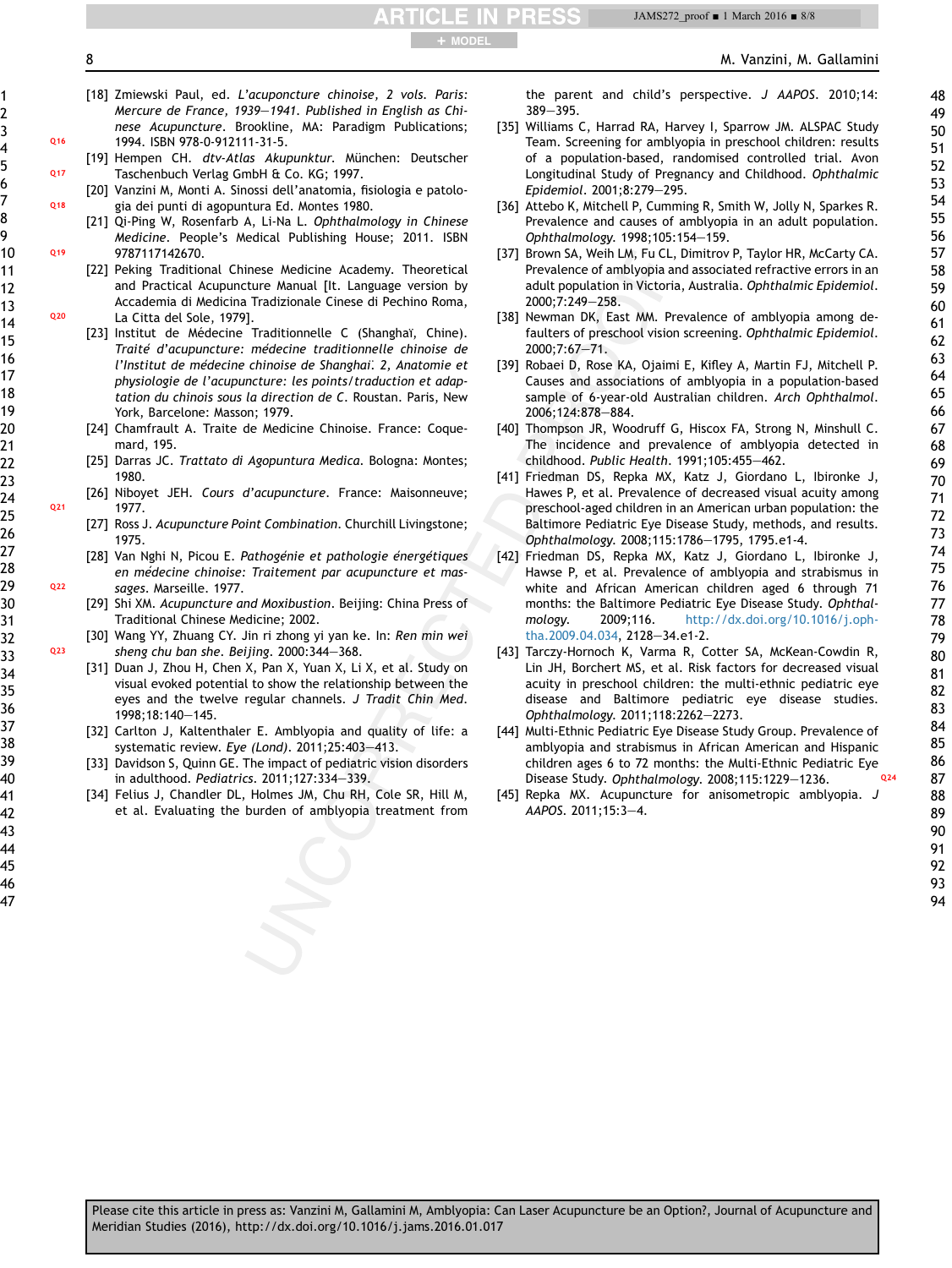[18] Zmiewski Paul, ed. *L'acuponcture chinoise, 2 vols. Paris: Mercure de France, 1939–1941. Published in English as Chinese Acupuncture*. Brookline, MA: Paradigm Publications; 1994. ISBN 978-0-912111-31-5.

[19] Hempen CH. *dtv-Atlas Akupunktur*. München: Deutscher Taschenbuch Verlag GmbH & Co. KG; 1997.

[20] Vanzini M, Monti A. Sinossi dell'anatomia, fisiologia e patologia dei punti di agopuntura Ed. Montes 1980.

[21] Qi-Ping W, Rosenfarb A, Li-Na L. *Ophthalmology in Chinese Medicine*. People's Medical Publishing House; 2011. ISBN 9787117142670.

[22] Peking Traditional Chinese Medicine Academy. Theoretical and Practical Acupuncture Manual [It. Language version by Accademia di Medicina Tradizionale Cinese di Pechino Roma, La Citta del Sole, 1979].

[23] Institut de Médecine Traditionnelle C (Shanghaï, Chine). *Traité d'acupuncture: médecine traditionnelle chinoise de l'Institut de médecine chinoise de Shanghai. 2, Anatomie et physiologie de l'acupuncture: les points/traduction et adaptation du chinois sous la direction de C*. Roustan. Paris, New York, Barcelone: Masson; 1979.

[24] Chamfrault A. Traite de Medicine Chinoise. France: Coquemard, 195.

[25] Darras JC. *Trattato di Agopuntura Medica*. Bologna: Montes; 1980.

[26] Niboyet JEH. *Cours d'acupuncture*. France: Maisonneuve; 1977.

[27] Ross J. *Acupuncture Point Combination*. Churchill Livingstone; 1975.

[28] Van Nghi N, Picou E. *Pathogénie et pathologie énergétiques en médecine chinoise: Traitement par acupuncture et massages*. Marseille. 1977.

[29] Shi XM. *Acupuncture and Moxibustion*. Beijing: China Press of Traditional Chinese Medicine; 2002.

[30] Wang YY, Zhuang CY. Jin ri zhong yi yan ke. In: *Ren min wei sheng chu ban she. Beijing*. 2000:344–368.

[31] Duan J, Zhou H, Chen X, Pan X, Yuan X, Li X, et al. Study on visual evoked potential to show the relationship between the eyes and the twelve regular channels. *J Tradit Chin Med*. 1998;18:140–145.

[32] Carlton J, Kaltenthaler E. Amblyopia and quality of life: a systematic review. *Eye (Lond)*. 2011;25:403–413.

[33] Davidson S, Quinn GE. The impact of pediatric vision disorders in adulthood. *Pediatrics*. 2011;127:334–339.

[34] Felius J, Chandler DL, Holmes JM, Chu RH, Cole SR, Hill M, et al. Evaluating the burden of amblyopia treatment from the parent and child's perspective. *J AAPOS*. 2010;14:389–395.

[35] Williams C, Harrad RA, Harvey I, Sparrow JM. ALSPAC Study Team. Screening for amblyopia in preschool children: results of a population-based, randomised controlled trial. Avon Longitudinal Study of Pregnancy and Childhood. *Ophthalmic Epidemiol*. 2001;8:279–295.

[36] Attebo K, Mitchell P, Cumming R, Smith W, Jolly N, Sparkes R. Prevalence and causes of amblyopia in an adult population. *Ophthalmology*. 1998;105:154–159.

[37] Brown SA, Weih LM, Fu CL, Dimitrov P, Taylor HR, McCarty CA. Prevalence of amblyopia and associated refractive errors in an adult population in Victoria, Australia. *Ophthalmic Epidemiol*. 2000;7:249–258.

[38] Newman DK, East MM. Prevalence of amblyopia among defaulters of preschool vision screening. *Ophthalmic Epidemiol*. 2000;7:67–71.

[39] Robaei D, Rose KA, Ojaimi E, Kifley A, Martin FJ, Mitchell P. Causes and associations of amblyopia in a population-based sample of 6-year-old Australian children. *Arch Ophthalmol*. 2006;124:878–884.

[40] Thompson JR, Woodruff G, Hiscox FA, Strong N, Minshull C. The incidence and prevalence of amblyopia detected in childhood. *Public Health*. 1991;105:455–462.

[41] Friedman DS, Repka MX, Katz J, Giordano L, Ibironke J, Hawes P, et al. Prevalence of decreased visual acuity among preschool-aged children in an American urban population: the Baltimore Pediatric Eye Disease Study, methods, and results. *Ophthalmology*. 2008;115:1786–1795, 1795.e1-4.

[42] Friedman DS, Repka MX, Katz J, Giordano L, Ibironke J, Hawse P, et al. Prevalence of amblyopia and strabismus in white and African American children aged 6 through 71 months: the Baltimore Pediatric Eye Disease Study. *Ophthalmology*. 2009;116. http://dx.doi.org/10.1016/j.ophtha.2009.04.034, 2128–34.e1-2.

[43] Tarczy-Hornoch K, Varma R, Cotter SA, McKean-Cowdin R, Lin JH, Borchert MS, et al. Risk factors for decreased visual acuity in preschool children: the multi-ethnic pediatric eye disease and Baltimore pediatric eye disease studies. *Ophthalmology*. 2011;118:2262–2273.

[44] Multi-Ethnic Pediatric Eye Disease Study Group. Prevalence of amblyopia and strabismus in African American and Hispanic children ages 6 to 72 months: the Multi-Ethnic Pediatric Eye Disease Study. *Ophthalmology*. 2008;115:1229–1236.

[45] Repka MX. Acupuncture for anisometropic amblyopia. *J AAPOS*. 2011;15:3–4.

Please cite this article in press as: Vanzini M, Gallamini M, Amblyopia: Can Laser Acupuncture be an Option?, Journal of Acupuncture and Meridian Studies (2016), http://dx.doi.org/10.1016/j.jams.2016.01.017